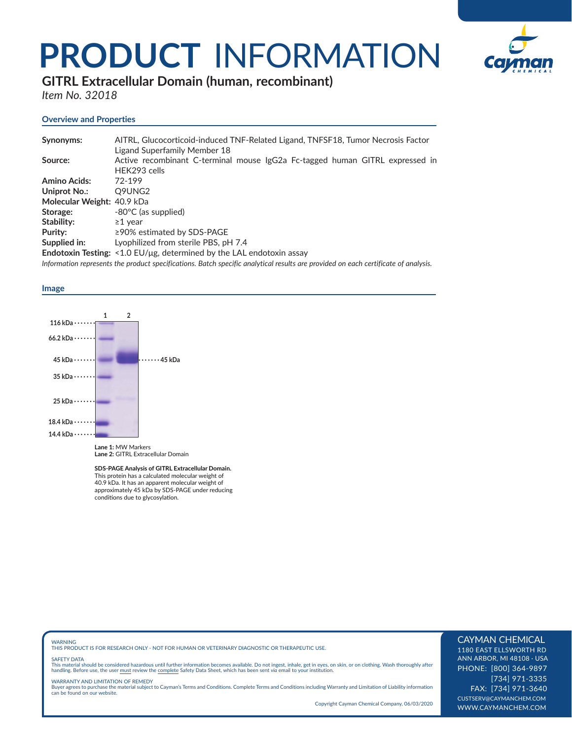# PRODUCT INFORMATION

## GITRL Extracellular Domain (human, recombinant)

*Item No. 32018*

### Overview and Properties

**Synonyms:** AITRL, Glucocorticoid-induced TNF-Related Ligand, TNFSF18, Tumor Necrosis Factor Ligand Superfamily Member 18

**Source:** Active recombinant C-terminal mouse IgG2a Fc-tagged human GITRL expressed in HEK293 cells

**Amino Acids:** 72-199

**Uniprot No.:** Q9UNG2

**Molecular Weight:** 40.9 kDa

**Storage:** -80°C (as supplied)

**Stability:** ≥1 year

**Purity:** ≥90% estimated by SDS-PAGE

**Supplied in:** Lyophilized from sterile PBS, pH 7.4

**Endotoxin Testing:** <1.0 EU/µg, determined by the LAL endotoxin assay

*Information represents the product specifications. Batch specific analytical results are provided on each certificate of analysis.*

### Image

116 kDa, 66.2 kDa, 45 kDa, 35 kDa, 25 kDa, 18.4 kDa, 14.4 kDa — Lanes 1, 2 — 45 kDa

**Lane 1:** MW Markers
**Lane 2:** GITRL Extracellular Domain

**SDS-PAGE Analysis of GITRL Extracellular Domain.** This protein has a calculated molecular weight of 40.9 kDa. It has an apparent molecular weight of approximately 45 kDa by SDS-PAGE under reducing conditions due to glycosylation.

WARNING
THIS PRODUCT IS FOR RESEARCH ONLY - NOT FOR HUMAN OR VETERINARY DIAGNOSTIC OR THERAPEUTIC USE.

SAFETY DATA
This material should be considered hazardous until further information becomes available. Do not ingest, inhale, get in eyes, on skin, or on clothing. Wash thoroughly after handling. Before use, the user must review the complete Safety Data Sheet, which has been sent *via* email to your institution.

WARRANTY AND LIMITATION OF REMEDY
Buyer agrees to purchase the material subject to Cayman's Terms and Conditions. Complete Terms and Conditions including Warranty and Limitation of Liability information can be found on our website.

Copyright Cayman Chemical Company, 06/03/2020

CAYMAN CHEMICAL
1180 EAST ELLSWORTH RD
ANN ARBOR, MI 48108 · USA
PHONE: [800] 364-9897
[734] 971-3335
FAX: [734] 971-3640
CUSTSERV@CAYMANCHEM.COM
WWW.CAYMANCHEM.COM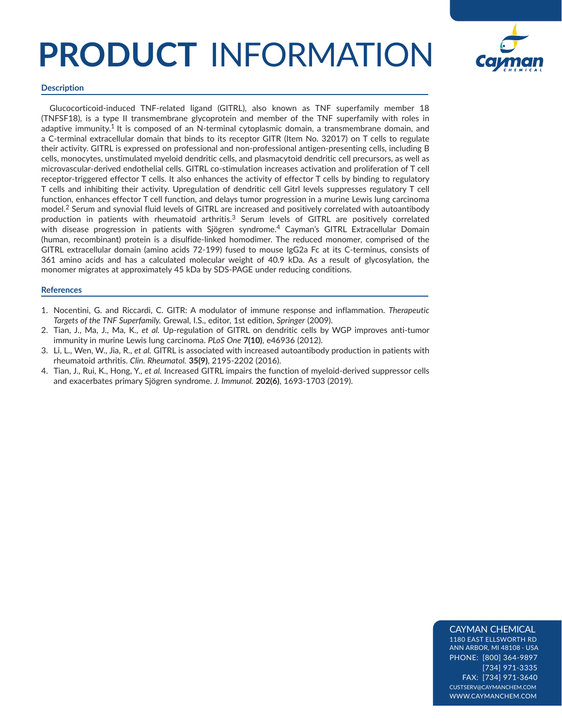# PRODUCT INFORMATION

## Description

Glucocorticoid-induced TNF-related ligand (GITRL), also known as TNF superfamily member 18 (TNFSF18), is a type II transmembrane glycoprotein and member of the TNF superfamily with roles in adaptive immunity.[1] It is composed of an N-terminal cytoplasmic domain, a transmembrane domain, and a C-terminal extracellular domain that binds to its receptor GITR (Item No. 32017) on T cells to regulate their activity. GITRL is expressed on professional and non-professional antigen-presenting cells, including B cells, monocytes, unstimulated myeloid dendritic cells, and plasmacytoid dendritic cell precursors, as well as microvascular-derived endothelial cells. GITRL co-stimulation increases activation and proliferation of T cell receptor-triggered effector T cells. It also enhances the activity of effector T cells by binding to regulatory T cells and inhibiting their activity. Upregulation of dendritic cell Gitrl levels suppresses regulatory T cell function, enhances effector T cell function, and delays tumor progression in a murine Lewis lung carcinoma model.[2] Serum and synovial fluid levels of GITRL are increased and positively correlated with autoantibody production in patients with rheumatoid arthritis.[3] Serum levels of GITRL are positively correlated with disease progression in patients with Sjögren syndrome.[4] Cayman's GITRL Extracellular Domain (human, recombinant) protein is a disulfide-linked homodimer. The reduced monomer, comprised of the GITRL extracellular domain (amino acids 72-199) fused to mouse IgG2a Fc at its C-terminus, consists of 361 amino acids and has a calculated molecular weight of 40.9 kDa. As a result of glycosylation, the monomer migrates at approximately 45 kDa by SDS-PAGE under reducing conditions.

## References

1. Nocentini, G. and Riccardi, C. GITR: A modulator of immune response and inflammation. *Therapeutic Targets of the TNF Superfamily.* Grewal, I.S., editor, 1st edition, *Springer* (2009).
2. Tian, J., Ma, J., Ma, K., *et al.* Up-regulation of GITRL on dendritic cells by WGP improves anti-tumor immunity in murine Lewis lung carcinoma. *PLoS One* **7(10)**, e46936 (2012).
3. Li, L., Wen, W., Jia, R., *et al.* GITRL is associated with increased autoantibody production in patients with rheumatoid arthritis. *Clin. Rheumatol.* **35(9)**, 2195-2202 (2016).
4. Tian, J., Rui, K., Hong, Y., *et al.* Increased GITRL impairs the function of myeloid-derived suppressor cells and exacerbates primary Sjögren syndrome. *J. Immunol.* **202(6)**, 1693-1703 (2019).

CAYMAN CHEMICAL
1180 EAST ELLSWORTH RD
ANN ARBOR, MI 48108 · USA
PHONE: [800] 364-9897
[734] 971-3335
FAX: [734] 971-3640
CUSTSERV@CAYMANCHEM.COM
WWW.CAYMANCHEM.COM